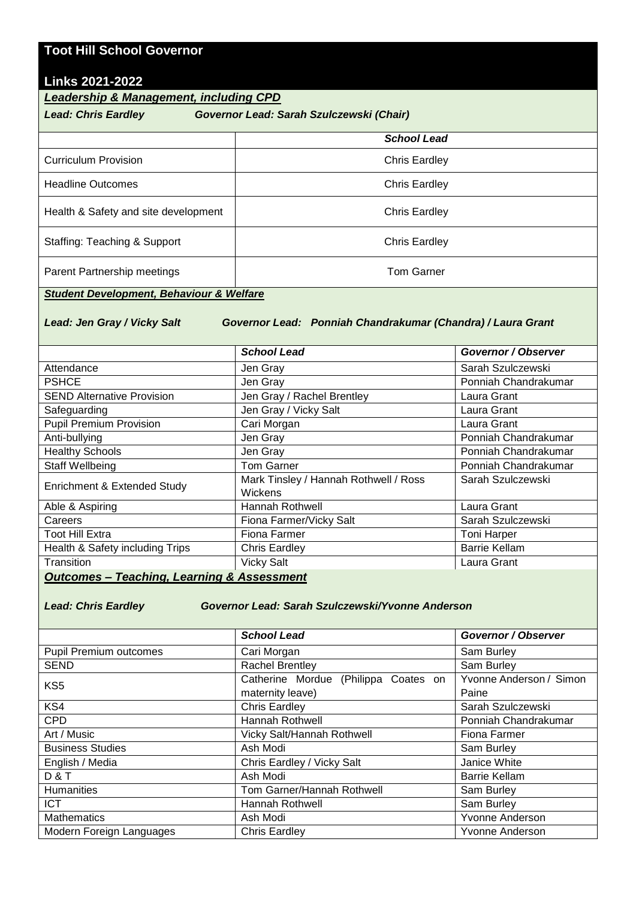# Toot Hill School Governor

# Links 2021-2022

## ***Leadership & Management, including CPD***

***Lead: Chris Eardley*** ***Governor Lead: Sarah Szulczewski (Chair)***

| | ***School Lead*** |
|---|---|
| Curriculum Provision | Chris Eardley |
| Headline Outcomes | Chris Eardley |
| Health & Safety and site development | Chris Eardley |
| Staffing: Teaching & Support | Chris Eardley |
| Parent Partnership meetings | Tom Garner |

## ***Student Development, Behaviour & Welfare***

***Lead: Jen Gray / Vicky Salt*** ***Governor Lead: Ponniah Chandrakumar (Chandra) / Laura Grant***

| | ***School Lead*** | ***Governor / Observer*** |
|---|---|---|
| Attendance | Jen Gray | Sarah Szulczewski |
| PSHCE | Jen Gray | Ponniah Chandrakumar |
| SEND Alternative Provision | Jen Gray / Rachel Brentley | Laura Grant |
| Safeguarding | Jen Gray / Vicky Salt | Laura Grant |
| Pupil Premium Provision | Cari Morgan | Laura Grant |
| Anti-bullying | Jen Gray | Ponniah Chandrakumar |
| Healthy Schools | Jen Gray | Ponniah Chandrakumar |
| Staff Wellbeing | Tom Garner | Ponniah Chandrakumar |
| Enrichment & Extended Study | Mark Tinsley / Hannah Rothwell / Ross Wickens | Sarah Szulczewski |
| Able & Aspiring | Hannah Rothwell | Laura Grant |
| Careers | Fiona Farmer/Vicky Salt | Sarah Szulczewski |
| Toot Hill Extra | Fiona Farmer | Toni Harper |
| Health & Safety including Trips | Chris Eardley | Barrie Kellam |
| Transition | Vicky Salt | Laura Grant |

## ***Outcomes – Teaching, Learning & Assessment***

***Lead: Chris Eardley*** ***Governor Lead: Sarah Szulczewski/Yvonne Anderson***

| | ***School Lead*** | ***Governor / Observer*** |
|---|---|---|
| Pupil Premium outcomes | Cari Morgan | Sam Burley |
| SEND | Rachel Brentley | Sam Burley |
| KS5 | Catherine Mordue (Philippa Coates on maternity leave) | Yvonne Anderson / Simon Paine |
| KS4 | Chris Eardley | Sarah Szulczewski |
| CPD | Hannah Rothwell | Ponniah Chandrakumar |
| Art / Music | Vicky Salt/Hannah Rothwell | Fiona Farmer |
| Business Studies | Ash Modi | Sam Burley |
| English / Media | Chris Eardley / Vicky Salt | Janice White |
| D & T | Ash Modi | Barrie Kellam |
| Humanities | Tom Garner/Hannah Rothwell | Sam Burley |
| ICT | Hannah Rothwell | Sam Burley |
| Mathematics | Ash Modi | Yvonne Anderson |
| Modern Foreign Languages | Chris Eardley | Yvonne Anderson |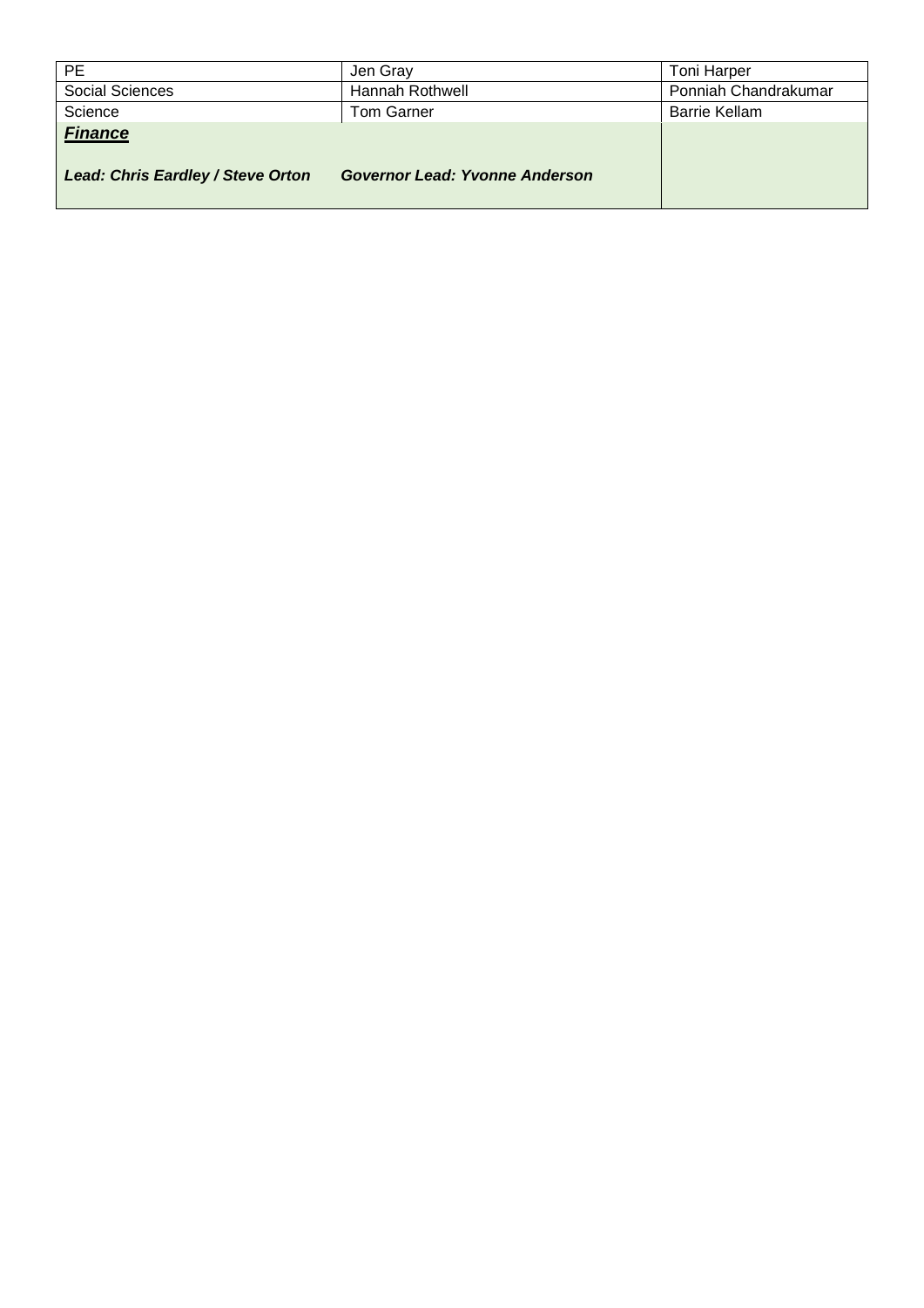| | | |
|---|---|---|
| PE | Jen Gray | Toni Harper |
| Social Sciences | Hannah Rothwell | Ponniah Chandrakumar |
| Science | Tom Garner | Barrie Kellam |
| ***<u>Finance</u>*** <br><br> ***Lead: Chris Eardley / Steve Orton*** ***Governor Lead: Yvonne Anderson*** | | |